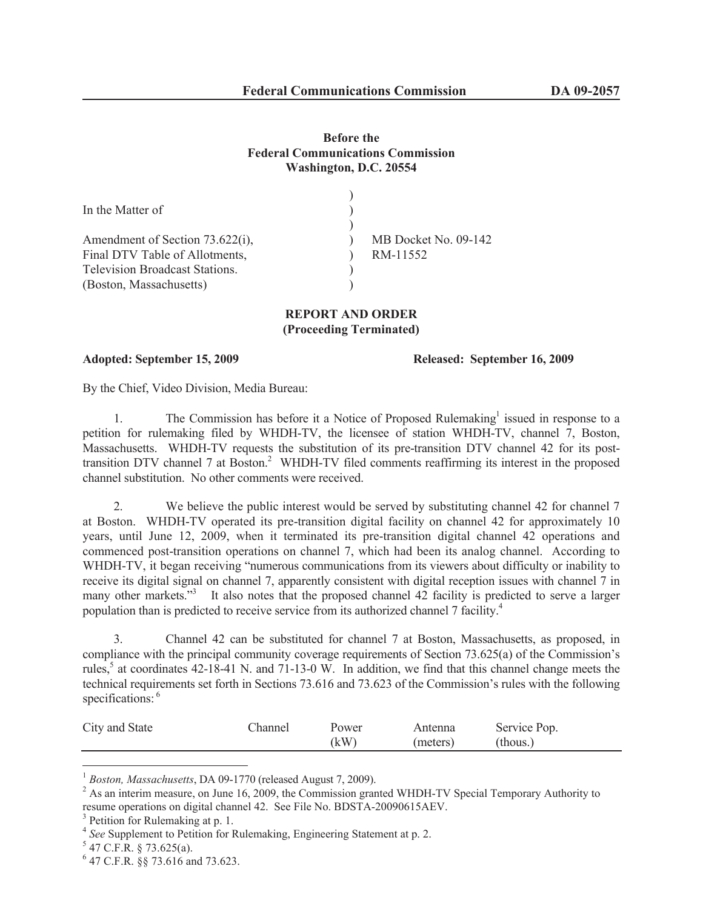**Before the**
**Federal Communications Commission**
**Washington, D.C. 20554**

| | | |
|---|---|---|
| In the Matter of | ) | |
| | ) | |
| Amendment of Section 73.622(i), | ) | MB Docket No. 09-142 |
| Final DTV Table of Allotments, | ) | RM-11552 |
| Television Broadcast Stations. | ) | |
| (Boston, Massachusetts) | ) | |

**REPORT AND ORDER**
**(Proceeding Terminated)**

**Adopted: September 15, 2009** **Released: September 16, 2009**

By the Chief, Video Division, Media Bureau:

1. The Commission has before it a Notice of Proposed Rulemaking[1] issued in response to a petition for rulemaking filed by WHDH-TV, the licensee of station WHDH-TV, channel 7, Boston, Massachusetts. WHDH-TV requests the substitution of its pre-transition DTV channel 42 for its post-transition DTV channel 7 at Boston.[2] WHDH-TV filed comments reaffirming its interest in the proposed channel substitution. No other comments were received.

2. We believe the public interest would be served by substituting channel 42 for channel 7 at Boston. WHDH-TV operated its pre-transition digital facility on channel 42 for approximately 10 years, until June 12, 2009, when it terminated its pre-transition digital channel 42 operations and commenced post-transition operations on channel 7, which had been its analog channel. According to WHDH-TV, it began receiving "numerous communications from its viewers about difficulty or inability to receive its digital signal on channel 7, apparently consistent with digital reception issues with channel 7 in many other markets."[3] It also notes that the proposed channel 42 facility is predicted to serve a larger population than is predicted to receive service from its authorized channel 7 facility.[4]

3. Channel 42 can be substituted for channel 7 at Boston, Massachusetts, as proposed, in compliance with the principal community coverage requirements of Section 73.625(a) of the Commission's rules,[5] at coordinates 42-18-41 N. and 71-13-0 W. In addition, we find that this channel change meets the technical requirements set forth in Sections 73.616 and 73.623 of the Commission's rules with the following specifications:[6]

| City and State | Channel | Power (kW) | Antenna (meters) | Service Pop. (thous.) |
|---|---|---|---|---|

---

[1] *Boston, Massachusetts*, DA 09-1770 (released August 7, 2009).

[2] As an interim measure, on June 16, 2009, the Commission granted WHDH-TV Special Temporary Authority to resume operations on digital channel 42. See File No. BDSTA-20090615AEV.

[3] Petition for Rulemaking at p. 1.

[4] *See* Supplement to Petition for Rulemaking, Engineering Statement at p. 2.

[5] 47 C.F.R. § 73.625(a).

[6] 47 C.F.R. §§ 73.616 and 73.623.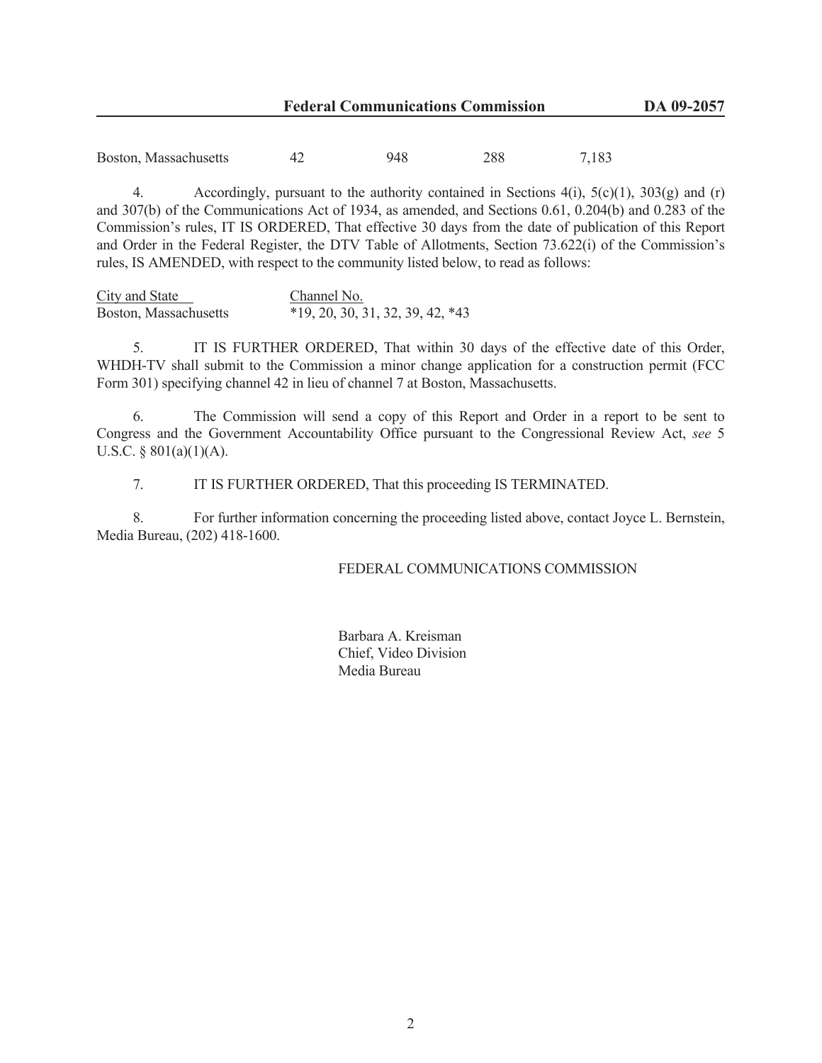| | | | | |
|---|---|---|---|---|
| Boston, Massachusetts | 42 | 948 | 288 | 7,183 |

4. Accordingly, pursuant to the authority contained in Sections 4(i), 5(c)(1), 303(g) and (r) and 307(b) of the Communications Act of 1934, as amended, and Sections 0.61, 0.204(b) and 0.283 of the Commission's rules, IT IS ORDERED, That effective 30 days from the date of publication of this Report and Order in the Federal Register, the DTV Table of Allotments, Section 73.622(i) of the Commission's rules, IS AMENDED, with respect to the community listed below, to read as follows:

| City and State | Channel No. |
|---|---|
| Boston, Massachusetts | *19, 20, 30, 31, 32, 39, 42, *43 |

5. IT IS FURTHER ORDERED, That within 30 days of the effective date of this Order, WHDH-TV shall submit to the Commission a minor change application for a construction permit (FCC Form 301) specifying channel 42 in lieu of channel 7 at Boston, Massachusetts.

6. The Commission will send a copy of this Report and Order in a report to be sent to Congress and the Government Accountability Office pursuant to the Congressional Review Act, *see* 5 U.S.C. § 801(a)(1)(A).

7. IT IS FURTHER ORDERED, That this proceeding IS TERMINATED.

8. For further information concerning the proceeding listed above, contact Joyce L. Bernstein, Media Bureau, (202) 418-1600.

FEDERAL COMMUNICATIONS COMMISSION

Barbara A. Kreisman
Chief, Video Division
Media Bureau